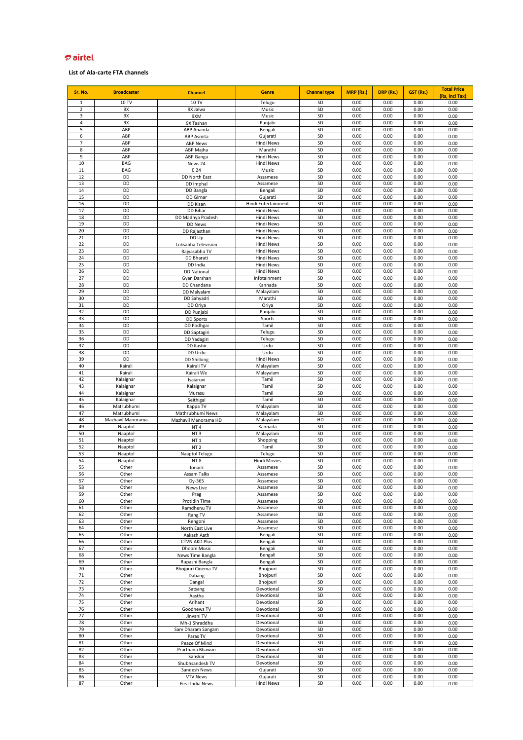airtel

**List of Ala-carte FTA channels**

| Sr. No. | Broadcaster | Channel | Genre | Channel type | MRP (Rs.) | DRP (Rs.) | GST (Rs.) | Total Price (Rs, incl Tax) |
|---|---|---|---|---|---|---|---|---|
| 1 | 10 TV | 10 TV | Telugu | SD | 0.00 | 0.00 | 0.00 | 0.00 |
| 2 | 9X | 9X Jalwa | Music | SD | 0.00 | 0.00 | 0.00 | 0.00 |
| 3 | 9X | 9XM | Music | SD | 0.00 | 0.00 | 0.00 | 0.00 |
| 4 | 9X | 9X Tashan | Punjabi | SD | 0.00 | 0.00 | 0.00 | 0.00 |
| 5 | ABP | ABP Ananda | Bengali | SD | 0.00 | 0.00 | 0.00 | 0.00 |
| 6 | ABP | ABP Asmita | Gujarati | SD | 0.00 | 0.00 | 0.00 | 0.00 |
| 7 | ABP | ABP News | Hindi News | SD | 0.00 | 0.00 | 0.00 | 0.00 |
| 8 | ABP | ABP Majha | Marathi | SD | 0.00 | 0.00 | 0.00 | 0.00 |
| 9 | ABP | ABP Ganga | Hindi News | SD | 0.00 | 0.00 | 0.00 | 0.00 |
| 10 | BAG | News 24 | Hindi News | SD | 0.00 | 0.00 | 0.00 | 0.00 |
| 11 | BAG | E 24 | Music | SD | 0.00 | 0.00 | 0.00 | 0.00 |
| 12 | DD | DD North East | Assamese | SD | 0.00 | 0.00 | 0.00 | 0.00 |
| 13 | DD | DD Imphal | Assamese | SD | 0.00 | 0.00 | 0.00 | 0.00 |
| 14 | DD | DD Bangla | Bengali | SD | 0.00 | 0.00 | 0.00 | 0.00 |
| 15 | DD | DD Girnar | Gujarati | SD | 0.00 | 0.00 | 0.00 | 0.00 |
| 16 | DD | DD Kisan | Hindi Entertainment | SD | 0.00 | 0.00 | 0.00 | 0.00 |
| 17 | DD | DD Bihar | Hindi News | SD | 0.00 | 0.00 | 0.00 | 0.00 |
| 18 | DD | DD Madhya Pradesh | Hindi News | SD | 0.00 | 0.00 | 0.00 | 0.00 |
| 19 | DD | DD News | Hindi News | SD | 0.00 | 0.00 | 0.00 | 0.00 |
| 20 | DD | DD Rajasthan | Hindi News | SD | 0.00 | 0.00 | 0.00 | 0.00 |
| 21 | DD | DD Up | Hindi News | SD | 0.00 | 0.00 | 0.00 | 0.00 |
| 22 | DD | Loksabha Television | Hindi News | SD | 0.00 | 0.00 | 0.00 | 0.00 |
| 23 | DD | Rajyasabha TV | Hindi News | SD | 0.00 | 0.00 | 0.00 | 0.00 |
| 24 | DD | DD Bharati | Hindi News | SD | 0.00 | 0.00 | 0.00 | 0.00 |
| 25 | DD | DD India | Hindi News | SD | 0.00 | 0.00 | 0.00 | 0.00 |
| 26 | DD | DD National | Hindi News | SD | 0.00 | 0.00 | 0.00 | 0.00 |
| 27 | DD | Gyan Darshan | Infotainment | SD | 0.00 | 0.00 | 0.00 | 0.00 |
| 28 | DD | DD Chandana | Kannada | SD | 0.00 | 0.00 | 0.00 | 0.00 |
| 29 | DD | DD Malyalam | Malayalam | SD | 0.00 | 0.00 | 0.00 | 0.00 |
| 30 | DD | DD Sahyadri | Marathi | SD | 0.00 | 0.00 | 0.00 | 0.00 |
| 31 | DD | DD Oriya | Oriya | SD | 0.00 | 0.00 | 0.00 | 0.00 |
| 32 | DD | DD Punjabi | Punjabi | SD | 0.00 | 0.00 | 0.00 | 0.00 |
| 33 | DD | DD Sports | Sports | SD | 0.00 | 0.00 | 0.00 | 0.00 |
| 34 | DD | DD Podhgai | Tamil | SD | 0.00 | 0.00 | 0.00 | 0.00 |
| 35 | DD | DD Saptagiri | Telugu | SD | 0.00 | 0.00 | 0.00 | 0.00 |
| 36 | DD | DD Yadagiri | Telugu | SD | 0.00 | 0.00 | 0.00 | 0.00 |
| 37 | DD | DD Kashir | Urdu | SD | 0.00 | 0.00 | 0.00 | 0.00 |
| 38 | DD | DD Urdu | Urdu | SD | 0.00 | 0.00 | 0.00 | 0.00 |
| 39 | DD | DD Shillong | Hindi News | SD | 0.00 | 0.00 | 0.00 | 0.00 |
| 40 | Kairali | Kairali TV | Malayalam | SD | 0.00 | 0.00 | 0.00 | 0.00 |
| 41 | Kairali | Kairali We | Malayalam | SD | 0.00 | 0.00 | 0.00 | 0.00 |
| 42 | Kalaignar | Isaiaruvi | Tamil | SD | 0.00 | 0.00 | 0.00 | 0.00 |
| 43 | Kalaignar | Kalaignar | Tamil | SD | 0.00 | 0.00 | 0.00 | 0.00 |
| 44 | Kalaignar | Murasu | Tamil | SD | 0.00 | 0.00 | 0.00 | 0.00 |
| 45 | Kalaignar | Seithigal | Tamil | SD | 0.00 | 0.00 | 0.00 | 0.00 |
| 46 | Matrubhumi | Kappa TV | Malayalam | SD | 0.00 | 0.00 | 0.00 | 0.00 |
| 47 | Matrubhumi | Mathrubhumi News | Malayalam | SD | 0.00 | 0.00 | 0.00 | 0.00 |
| 48 | Mazhavil Manorama | Mazhavil Manorama HD | Malayalam | HD | 0.00 | 0.00 | 0.00 | 0.00 |
| 49 | Naaptol | NT 4 | Kannada | SD | 0.00 | 0.00 | 0.00 | 0.00 |
| 50 | Naaptol | NT 3 | Malayalam | SD | 0.00 | 0.00 | 0.00 | 0.00 |
| 51 | Naaptol | NT 1 | Shopping | SD | 0.00 | 0.00 | 0.00 | 0.00 |
| 52 | Naaptol | NT 2 | Tamil | SD | 0.00 | 0.00 | 0.00 | 0.00 |
| 53 | Naaptol | Naaptol Telugu | Telugu | SD | 0.00 | 0.00 | 0.00 | 0.00 |
| 54 | Naaptol | NT 8 | Hindi Movies | SD | 0.00 | 0.00 | 0.00 | 0.00 |
| 55 | Other | Jonack | Assamese | SD | 0.00 | 0.00 | 0.00 | 0.00 |
| 56 | Other | Assam Talks | Assamese | SD | 0.00 | 0.00 | 0.00 | 0.00 |
| 57 | Other | Dy-365 | Assamese | SD | 0.00 | 0.00 | 0.00 | 0.00 |
| 58 | Other | News Live | Assamese | SD | 0.00 | 0.00 | 0.00 | 0.00 |
| 59 | Other | Prag | Assamese | SD | 0.00 | 0.00 | 0.00 | 0.00 |
| 60 | Other | Protidin Time | Assamese | SD | 0.00 | 0.00 | 0.00 | 0.00 |
| 61 | Other | Ramdhenu TV | Assamese | SD | 0.00 | 0.00 | 0.00 | 0.00 |
| 62 | Other | Rang TV | Assamese | SD | 0.00 | 0.00 | 0.00 | 0.00 |
| 63 | Other | Rengoni | Assamese | SD | 0.00 | 0.00 | 0.00 | 0.00 |
| 64 | Other | North East Live | Assamese | SD | 0.00 | 0.00 | 0.00 | 0.00 |
| 65 | Other | Aakash Aath | Bengali | SD | 0.00 | 0.00 | 0.00 | 0.00 |
| 66 | Other | CTVN AKD Plus | Bengali | SD | 0.00 | 0.00 | 0.00 | 0.00 |
| 67 | Other | Dhoom Music | Bengali | SD | 0.00 | 0.00 | 0.00 | 0.00 |
| 68 | Other | News Time Bangla | Bengali | SD | 0.00 | 0.00 | 0.00 | 0.00 |
| 69 | Other | Rupashi Bangla | Bengali | SD | 0.00 | 0.00 | 0.00 | 0.00 |
| 70 | Other | Bhojpuri Cinema TV | Bhojpuri | SD | 0.00 | 0.00 | 0.00 | 0.00 |
| 71 | Other | Dabang | Bhojpuri | SD | 0.00 | 0.00 | 0.00 | 0.00 |
| 72 | Other | Dangal | Bhojpuri | SD | 0.00 | 0.00 | 0.00 | 0.00 |
| 73 | Other | Satsang | Devotional | SD | 0.00 | 0.00 | 0.00 | 0.00 |
| 74 | Other | Aastha | Devotional | SD | 0.00 | 0.00 | 0.00 | 0.00 |
| 75 | Other | Arihant | Devotional | SD | 0.00 | 0.00 | 0.00 | 0.00 |
| 76 | Other | Goodnews TV | Devotional | SD | 0.00 | 0.00 | 0.00 | 0.00 |
| 77 | Other | Jinvani TV | Devotional | SD | 0.00 | 0.00 | 0.00 | 0.00 |
| 78 | Other | Mh-1 Shraddha | Devotional | SD | 0.00 | 0.00 | 0.00 | 0.00 |
| 79 | Other | Sarv Dharam Sangam | Devotional | SD | 0.00 | 0.00 | 0.00 | 0.00 |
| 80 | Other | Paras TV | Devotional | SD | 0.00 | 0.00 | 0.00 | 0.00 |
| 81 | Other | Peace Of Mind | Devotional | SD | 0.00 | 0.00 | 0.00 | 0.00 |
| 82 | Other | Prarthana Bhawan | Devotional | SD | 0.00 | 0.00 | 0.00 | 0.00 |
| 83 | Other | Sanskar | Devotional | SD | 0.00 | 0.00 | 0.00 | 0.00 |
| 84 | Other | Shubhsandesh TV | Devotional | SD | 0.00 | 0.00 | 0.00 | 0.00 |
| 85 | Other | Sandesh News | Gujarati | SD | 0.00 | 0.00 | 0.00 | 0.00 |
| 86 | Other | VTV News | Gujarati | SD | 0.00 | 0.00 | 0.00 | 0.00 |
| 87 | Other | First India News | Hindi News | SD | 0.00 | 0.00 | 0.00 | 0.00 |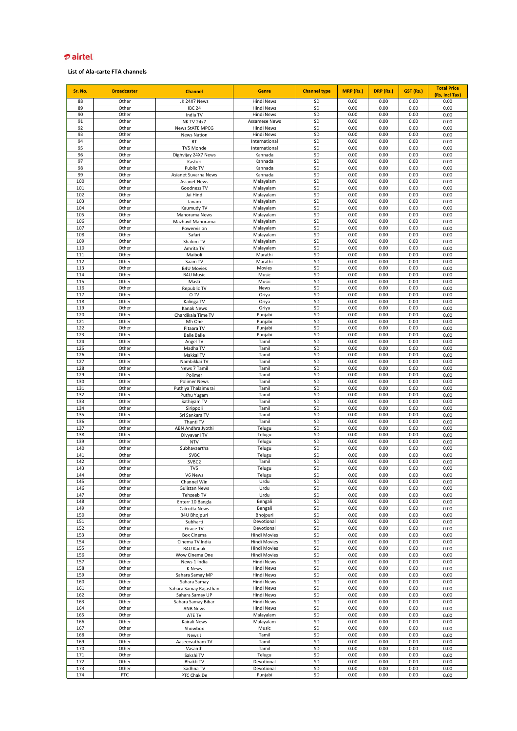airtel

**List of Ala-carte FTA channels**

| Sr. No. | Broadcaster | Channel | Genre | Channel type | MRP (Rs.) | DRP (Rs.) | GST (Rs.) | Total Price (Rs, incl Tax) |
|---|---|---|---|---|---|---|---|---|
| 88 | Other | JK 24X7 News | Hindi News | SD | 0.00 | 0.00 | 0.00 | 0.00 |
| 89 | Other | IBC 24 | Hindi News | SD | 0.00 | 0.00 | 0.00 | 0.00 |
| 90 | Other | India TV | Hindi News | SD | 0.00 | 0.00 | 0.00 | 0.00 |
| 91 | Other | NK TV 24x7 | Assamese News | SD | 0.00 | 0.00 | 0.00 | 0.00 |
| 92 | Other | News StATE MPCG | Hindi News | SD | 0.00 | 0.00 | 0.00 | 0.00 |
| 93 | Other | News Nation | Hindi News | SD | 0.00 | 0.00 | 0.00 | 0.00 |
| 94 | Other | RT | International | SD | 0.00 | 0.00 | 0.00 | 0.00 |
| 95 | Other | TV5 Monde | International | SD | 0.00 | 0.00 | 0.00 | 0.00 |
| 96 | Other | Dighvijay 24X7 News | Kannada | SD | 0.00 | 0.00 | 0.00 | 0.00 |
| 97 | Other | Kasturi | Kannada | SD | 0.00 | 0.00 | 0.00 | 0.00 |
| 98 | Other | Public TV | Kannada | SD | 0.00 | 0.00 | 0.00 | 0.00 |
| 99 | Other | Asianet Suvarna News | Kannada | SD | 0.00 | 0.00 | 0.00 | 0.00 |
| 100 | Other | Asianet News | Malayalam | SD | 0.00 | 0.00 | 0.00 | 0.00 |
| 101 | Other | Goodness TV | Malayalam | SD | 0.00 | 0.00 | 0.00 | 0.00 |
| 102 | Other | Jai Hind | Malayalam | SD | 0.00 | 0.00 | 0.00 | 0.00 |
| 103 | Other | Janam | Malayalam | SD | 0.00 | 0.00 | 0.00 | 0.00 |
| 104 | Other | Kaumudy TV | Malayalam | SD | 0.00 | 0.00 | 0.00 | 0.00 |
| 105 | Other | Manorama News | Malayalam | SD | 0.00 | 0.00 | 0.00 | 0.00 |
| 106 | Other | Mazhavil Manorama | Malayalam | SD | 0.00 | 0.00 | 0.00 | 0.00 |
| 107 | Other | Powervision | Malayalam | SD | 0.00 | 0.00 | 0.00 | 0.00 |
| 108 | Other | Safari | Malayalam | SD | 0.00 | 0.00 | 0.00 | 0.00 |
| 109 | Other | Shalom TV | Malayalam | SD | 0.00 | 0.00 | 0.00 | 0.00 |
| 110 | Other | Amrita TV | Malayalam | SD | 0.00 | 0.00 | 0.00 | 0.00 |
| 111 | Other | Maiboli | Marathi | SD | 0.00 | 0.00 | 0.00 | 0.00 |
| 112 | Other | Saam TV | Marathi | SD | 0.00 | 0.00 | 0.00 | 0.00 |
| 113 | Other | B4U Movies | Movies | SD | 0.00 | 0.00 | 0.00 | 0.00 |
| 114 | Other | B4U Music | Music | SD | 0.00 | 0.00 | 0.00 | 0.00 |
| 115 | Other | Masti | Music | SD | 0.00 | 0.00 | 0.00 | 0.00 |
| 116 | Other | Republic TV | News | SD | 0.00 | 0.00 | 0.00 | 0.00 |
| 117 | Other | O TV | Oriya | SD | 0.00 | 0.00 | 0.00 | 0.00 |
| 118 | Other | Kalinga TV | Oriya | SD | 0.00 | 0.00 | 0.00 | 0.00 |
| 119 | Other | Kanak News | Oriya | SD | 0.00 | 0.00 | 0.00 | 0.00 |
| 120 | Other | Chardikala Time TV | Punjabi | SD | 0.00 | 0.00 | 0.00 | 0.00 |
| 121 | Other | Mh One | Punjabi | SD | 0.00 | 0.00 | 0.00 | 0.00 |
| 122 | Other | Pitaara TV | Punjabi | SD | 0.00 | 0.00 | 0.00 | 0.00 |
| 123 | Other | Balle Balle | Punjabi | SD | 0.00 | 0.00 | 0.00 | 0.00 |
| 124 | Other | Angel TV | Tamil | SD | 0.00 | 0.00 | 0.00 | 0.00 |
| 125 | Other | Madha TV | Tamil | SD | 0.00 | 0.00 | 0.00 | 0.00 |
| 126 | Other | Makkal TV | Tamil | SD | 0.00 | 0.00 | 0.00 | 0.00 |
| 127 | Other | Nambikkai TV | Tamil | SD | 0.00 | 0.00 | 0.00 | 0.00 |
| 128 | Other | News 7 Tamil | Tamil | SD | 0.00 | 0.00 | 0.00 | 0.00 |
| 129 | Other | Polimer | Tamil | SD | 0.00 | 0.00 | 0.00 | 0.00 |
| 130 | Other | Polimer News | Tamil | SD | 0.00 | 0.00 | 0.00 | 0.00 |
| 131 | Other | Puthiya Thalaimurai | Tamil | SD | 0.00 | 0.00 | 0.00 | 0.00 |
| 132 | Other | Puthu Yugam | Tamil | SD | 0.00 | 0.00 | 0.00 | 0.00 |
| 133 | Other | Sathiyam TV | Tamil | SD | 0.00 | 0.00 | 0.00 | 0.00 |
| 134 | Other | Sirippoli | Tamil | SD | 0.00 | 0.00 | 0.00 | 0.00 |
| 135 | Other | Sri Sankara TV | Tamil | SD | 0.00 | 0.00 | 0.00 | 0.00 |
| 136 | Other | Thanti TV | Tamil | SD | 0.00 | 0.00 | 0.00 | 0.00 |
| 137 | Other | ABN Andhra Jyothi | Telugu | SD | 0.00 | 0.00 | 0.00 | 0.00 |
| 138 | Other | Divyavani TV | Telugu | SD | 0.00 | 0.00 | 0.00 | 0.00 |
| 139 | Other | NTV | Telugu | SD | 0.00 | 0.00 | 0.00 | 0.00 |
| 140 | Other | Subhavaartha | Telugu | SD | 0.00 | 0.00 | 0.00 | 0.00 |
| 141 | Other | SVBC | Telugu | SD | 0.00 | 0.00 | 0.00 | 0.00 |
| 142 | Other | SVBC2 | Tamil | SD | 0.00 | 0.00 | 0.00 | 0.00 |
| 143 | Other | TV5 | Telugu | SD | 0.00 | 0.00 | 0.00 | 0.00 |
| 144 | Other | V6 News | Telugu | SD | 0.00 | 0.00 | 0.00 | 0.00 |
| 145 | Other | Channel Win | Urdu | SD | 0.00 | 0.00 | 0.00 | 0.00 |
| 146 | Other | Gulistan News | Urdu | SD | 0.00 | 0.00 | 0.00 | 0.00 |
| 147 | Other | Tehzeeb TV | Urdu | SD | 0.00 | 0.00 | 0.00 | 0.00 |
| 148 | Other | Enterr 10 Bangla | Bengali | SD | 0.00 | 0.00 | 0.00 | 0.00 |
| 149 | Other | Calcutta News | Bengali | SD | 0.00 | 0.00 | 0.00 | 0.00 |
| 150 | Other | B4U Bhojpuri | Bhojpuri | SD | 0.00 | 0.00 | 0.00 | 0.00 |
| 151 | Other | Subharti | Devotional | SD | 0.00 | 0.00 | 0.00 | 0.00 |
| 152 | Other | Grace TV | Devotional | SD | 0.00 | 0.00 | 0.00 | 0.00 |
| 153 | Other | Box Cinema | Hindi Movies | SD | 0.00 | 0.00 | 0.00 | 0.00 |
| 154 | Other | Cinema TV India | Hindi Movies | SD | 0.00 | 0.00 | 0.00 | 0.00 |
| 155 | Other | B4U Kadak | Hindi Movies | SD | 0.00 | 0.00 | 0.00 | 0.00 |
| 156 | Other | Wow Cinema One | Hindi Movies | SD | 0.00 | 0.00 | 0.00 | 0.00 |
| 157 | Other | News 1 India | Hindi News | SD | 0.00 | 0.00 | 0.00 | 0.00 |
| 158 | Other | K News | Hindi News | SD | 0.00 | 0.00 | 0.00 | 0.00 |
| 159 | Other | Sahara Samay MP | Hindi News | SD | 0.00 | 0.00 | 0.00 | 0.00 |
| 160 | Other | Sahara Samay | Hindi News | SD | 0.00 | 0.00 | 0.00 | 0.00 |
| 161 | Other | Sahara Samay Rajasthan | Hindi News | SD | 0.00 | 0.00 | 0.00 | 0.00 |
| 162 | Other | Sahara Samay UP | Hindi News | SD | 0.00 | 0.00 | 0.00 | 0.00 |
| 163 | Other | Sahara Samay Bihar | Hindi News | SD | 0.00 | 0.00 | 0.00 | 0.00 |
| 164 | Other | ANB News | Hindi News | SD | 0.00 | 0.00 | 0.00 | 0.00 |
| 165 | Other | ATE TV | Malayalam | SD | 0.00 | 0.00 | 0.00 | 0.00 |
| 166 | Other | Kairali News | Malayalam | SD | 0.00 | 0.00 | 0.00 | 0.00 |
| 167 | Other | Showbox | Music | SD | 0.00 | 0.00 | 0.00 | 0.00 |
| 168 | Other | News J | Tamil | SD | 0.00 | 0.00 | 0.00 | 0.00 |
| 169 | Other | Aaseervatham TV | Tamil | SD | 0.00 | 0.00 | 0.00 | 0.00 |
| 170 | Other | Vasanth | Tamil | SD | 0.00 | 0.00 | 0.00 | 0.00 |
| 171 | Other | Sakshi TV | Telugu | SD | 0.00 | 0.00 | 0.00 | 0.00 |
| 172 | Other | Bhakti TV | Devotional | SD | 0.00 | 0.00 | 0.00 | 0.00 |
| 173 | Other | Sadhna TV | Devotional | SD | 0.00 | 0.00 | 0.00 | 0.00 |
| 174 | PTC | PTC Chak De | Punjabi | SD | 0.00 | 0.00 | 0.00 | 0.00 |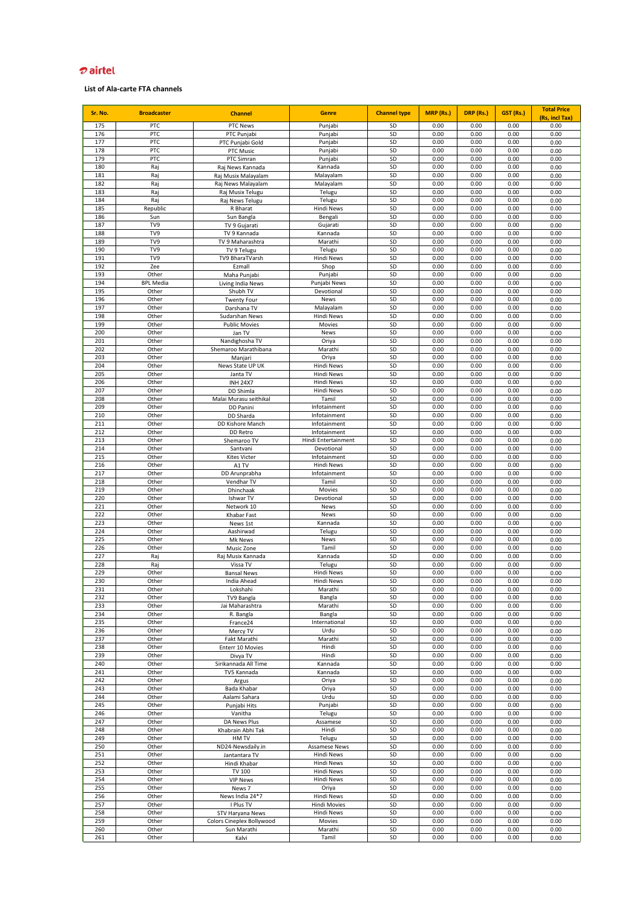airtel

**List of Ala-carte FTA channels**

| Sr. No. | Broadcaster | Channel | Genre | Channel type | MRP (Rs.) | DRP (Rs.) | GST (Rs.) | Total Price (Rs, incl Tax) |
|---|---|---|---|---|---|---|---|---|
| 175 | PTC | PTC News | Punjabi | SD | 0.00 | 0.00 | 0.00 | 0.00 |
| 176 | PTC | PTC Punjabi | Punjabi | SD | 0.00 | 0.00 | 0.00 | 0.00 |
| 177 | PTC | PTC Punjabi Gold | Punjabi | SD | 0.00 | 0.00 | 0.00 | 0.00 |
| 178 | PTC | PTC Music | Punjabi | SD | 0.00 | 0.00 | 0.00 | 0.00 |
| 179 | PTC | PTC Simran | Punjabi | SD | 0.00 | 0.00 | 0.00 | 0.00 |
| 180 | Raj | Raj News Kannada | Kannada | SD | 0.00 | 0.00 | 0.00 | 0.00 |
| 181 | Raj | Raj Musix Malayalam | Malayalam | SD | 0.00 | 0.00 | 0.00 | 0.00 |
| 182 | Raj | Raj News Malayalam | Malayalam | SD | 0.00 | 0.00 | 0.00 | 0.00 |
| 183 | Raj | Raj Musix Telugu | Telugu | SD | 0.00 | 0.00 | 0.00 | 0.00 |
| 184 | Raj | Raj News Telugu | Telugu | SD | 0.00 | 0.00 | 0.00 | 0.00 |
| 185 | Republic | R Bharat | Hindi News | SD | 0.00 | 0.00 | 0.00 | 0.00 |
| 186 | Sun | Sun Bangla | Bengali | SD | 0.00 | 0.00 | 0.00 | 0.00 |
| 187 | TV9 | TV 9 Gujarati | Gujarati | SD | 0.00 | 0.00 | 0.00 | 0.00 |
| 188 | TV9 | TV 9 Kannada | Kannada | SD | 0.00 | 0.00 | 0.00 | 0.00 |
| 189 | TV9 | TV 9 Maharashtra | Marathi | SD | 0.00 | 0.00 | 0.00 | 0.00 |
| 190 | TV9 | TV 9 Telugu | Telugu | SD | 0.00 | 0.00 | 0.00 | 0.00 |
| 191 | TV9 | TV9 BharaTVarsh | Hindi News | SD | 0.00 | 0.00 | 0.00 | 0.00 |
| 192 | Zee | Ezmall | Shop | SD | 0.00 | 0.00 | 0.00 | 0.00 |
| 193 | Other | Maha Punjabi | Punjabi | SD | 0.00 | 0.00 | 0.00 | 0.00 |
| 194 | BPL Media | Living India News | Punjabi News | SD | 0.00 | 0.00 | 0.00 | 0.00 |
| 195 | Other | Shubh TV | Devotional | SD | 0.00 | 0.00 | 0.00 | 0.00 |
| 196 | Other | Twenty Four | News | SD | 0.00 | 0.00 | 0.00 | 0.00 |
| 197 | Other | Darshana TV | Malayalam | SD | 0.00 | 0.00 | 0.00 | 0.00 |
| 198 | Other | Sudarshan News | Hindi News | SD | 0.00 | 0.00 | 0.00 | 0.00 |
| 199 | Other | Public Movies | Movies | SD | 0.00 | 0.00 | 0.00 | 0.00 |
| 200 | Other | Jan TV | News | SD | 0.00 | 0.00 | 0.00 | 0.00 |
| 201 | Other | Nandighosha TV | Oriya | SD | 0.00 | 0.00 | 0.00 | 0.00 |
| 202 | Other | Shemaroo Marathibana | Marathi | SD | 0.00 | 0.00 | 0.00 | 0.00 |
| 203 | Other | Manjari | Oriya | SD | 0.00 | 0.00 | 0.00 | 0.00 |
| 204 | Other | News State UP UK | Hindi News | SD | 0.00 | 0.00 | 0.00 | 0.00 |
| 205 | Other | Janta TV | Hindi News | SD | 0.00 | 0.00 | 0.00 | 0.00 |
| 206 | Other | INH 24X7 | Hindi News | SD | 0.00 | 0.00 | 0.00 | 0.00 |
| 207 | Other | DD Shimla | Hindi News | SD | 0.00 | 0.00 | 0.00 | 0.00 |
| 208 | Other | Malai Murasu seithikal | Tamil | SD | 0.00 | 0.00 | 0.00 | 0.00 |
| 209 | Other | DD Panini | Infotainment | SD | 0.00 | 0.00 | 0.00 | 0.00 |
| 210 | Other | DD Sharda | Infotainment | SD | 0.00 | 0.00 | 0.00 | 0.00 |
| 211 | Other | DD Kishore Manch | Infotainment | SD | 0.00 | 0.00 | 0.00 | 0.00 |
| 212 | Other | DD Retro | Infotainment | SD | 0.00 | 0.00 | 0.00 | 0.00 |
| 213 | Other | Shemaroo TV | Hindi Entertainment | SD | 0.00 | 0.00 | 0.00 | 0.00 |
| 214 | Other | Santvani | Devotional | SD | 0.00 | 0.00 | 0.00 | 0.00 |
| 215 | Other | Kites Victer | Infotainment | SD | 0.00 | 0.00 | 0.00 | 0.00 |
| 216 | Other | A1 TV | Hindi News | SD | 0.00 | 0.00 | 0.00 | 0.00 |
| 217 | Other | DD Arunprabha | Infotainment | SD | 0.00 | 0.00 | 0.00 | 0.00 |
| 218 | Other | Vendhar TV | Tamil | SD | 0.00 | 0.00 | 0.00 | 0.00 |
| 219 | Other | Dhinchaak | Movies | SD | 0.00 | 0.00 | 0.00 | 0.00 |
| 220 | Other | Ishwar TV | Devotional | SD | 0.00 | 0.00 | 0.00 | 0.00 |
| 221 | Other | Network 10 | News | SD | 0.00 | 0.00 | 0.00 | 0.00 |
| 222 | Other | Khabar Fast | News | SD | 0.00 | 0.00 | 0.00 | 0.00 |
| 223 | Other | News 1st | Kannada | SD | 0.00 | 0.00 | 0.00 | 0.00 |
| 224 | Other | Aashirwad | Telugu | SD | 0.00 | 0.00 | 0.00 | 0.00 |
| 225 | Other | Mk News | News | SD | 0.00 | 0.00 | 0.00 | 0.00 |
| 226 | Other | Music Zone | Tamil | SD | 0.00 | 0.00 | 0.00 | 0.00 |
| 227 | Raj | Raj Musix Kannada | Kannada | SD | 0.00 | 0.00 | 0.00 | 0.00 |
| 228 | Raj | Vissa TV | Telugu | SD | 0.00 | 0.00 | 0.00 | 0.00 |
| 229 | Other | Bansal News | Hindi News | SD | 0.00 | 0.00 | 0.00 | 0.00 |
| 230 | Other | India Ahead | Hindi News | SD | 0.00 | 0.00 | 0.00 | 0.00 |
| 231 | Other | Lokshahi | Marathi | SD | 0.00 | 0.00 | 0.00 | 0.00 |
| 232 | Other | TV9 Bangla | Bangla | SD | 0.00 | 0.00 | 0.00 | 0.00 |
| 233 | Other | Jai Maharashtra | Marathi | SD | 0.00 | 0.00 | 0.00 | 0.00 |
| 234 | Other | R. Bangla | Bangla | SD | 0.00 | 0.00 | 0.00 | 0.00 |
| 235 | Other | France24 | International | SD | 0.00 | 0.00 | 0.00 | 0.00 |
| 236 | Other | Mercy TV | Urdu | SD | 0.00 | 0.00 | 0.00 | 0.00 |
| 237 | Other | Fakt Marathi | Marathi | SD | 0.00 | 0.00 | 0.00 | 0.00 |
| 238 | Other | Enterr 10 Movies | Hindi | SD | 0.00 | 0.00 | 0.00 | 0.00 |
| 239 | Other | Divya TV | Hindi | SD | 0.00 | 0.00 | 0.00 | 0.00 |
| 240 | Other | Sirikannada All Time | Kannada | SD | 0.00 | 0.00 | 0.00 | 0.00 |
| 241 | Other | TV5 Kannada | Kannada | SD | 0.00 | 0.00 | 0.00 | 0.00 |
| 242 | Other | Argus | Oriya | SD | 0.00 | 0.00 | 0.00 | 0.00 |
| 243 | Other | Bada Khabar | Oriya | SD | 0.00 | 0.00 | 0.00 | 0.00 |
| 244 | Other | Aalami Sahara | Urdu | SD | 0.00 | 0.00 | 0.00 | 0.00 |
| 245 | Other | Punjabi Hits | Punjabi | SD | 0.00 | 0.00 | 0.00 | 0.00 |
| 246 | Other | Vanitha | Telugu | SD | 0.00 | 0.00 | 0.00 | 0.00 |
| 247 | Other | DA News Plus | Assamese | SD | 0.00 | 0.00 | 0.00 | 0.00 |
| 248 | Other | Khabrain Abhi Tak | Hindi | SD | 0.00 | 0.00 | 0.00 | 0.00 |
| 249 | Other | HM TV | Telugu | SD | 0.00 | 0.00 | 0.00 | 0.00 |
| 250 | Other | ND24-Newsdaily.in | Assamese News | SD | 0.00 | 0.00 | 0.00 | 0.00 |
| 251 | Other | Jantantara TV | Hindi News | SD | 0.00 | 0.00 | 0.00 | 0.00 |
| 252 | Other | Hindi Khabar | Hindi News | SD | 0.00 | 0.00 | 0.00 | 0.00 |
| 253 | Other | TV 100 | Hindi News | SD | 0.00 | 0.00 | 0.00 | 0.00 |
| 254 | Other | VIP News | Hindi News | SD | 0.00 | 0.00 | 0.00 | 0.00 |
| 255 | Other | News 7 | Oriya | SD | 0.00 | 0.00 | 0.00 | 0.00 |
| 256 | Other | News India 24*7 | Hindi News | SD | 0.00 | 0.00 | 0.00 | 0.00 |
| 257 | Other | I Plus TV | Hindi Movies | SD | 0.00 | 0.00 | 0.00 | 0.00 |
| 258 | Other | STV Haryana News | Hindi News | SD | 0.00 | 0.00 | 0.00 | 0.00 |
| 259 | Other | Colors Cineplex Bollywood | Movies | SD | 0.00 | 0.00 | 0.00 | 0.00 |
| 260 | Other | Sun Marathi | Marathi | SD | 0.00 | 0.00 | 0.00 | 0.00 |
| 261 | Other | Kalvi | Tamil | SD | 0.00 | 0.00 | 0.00 | 0.00 |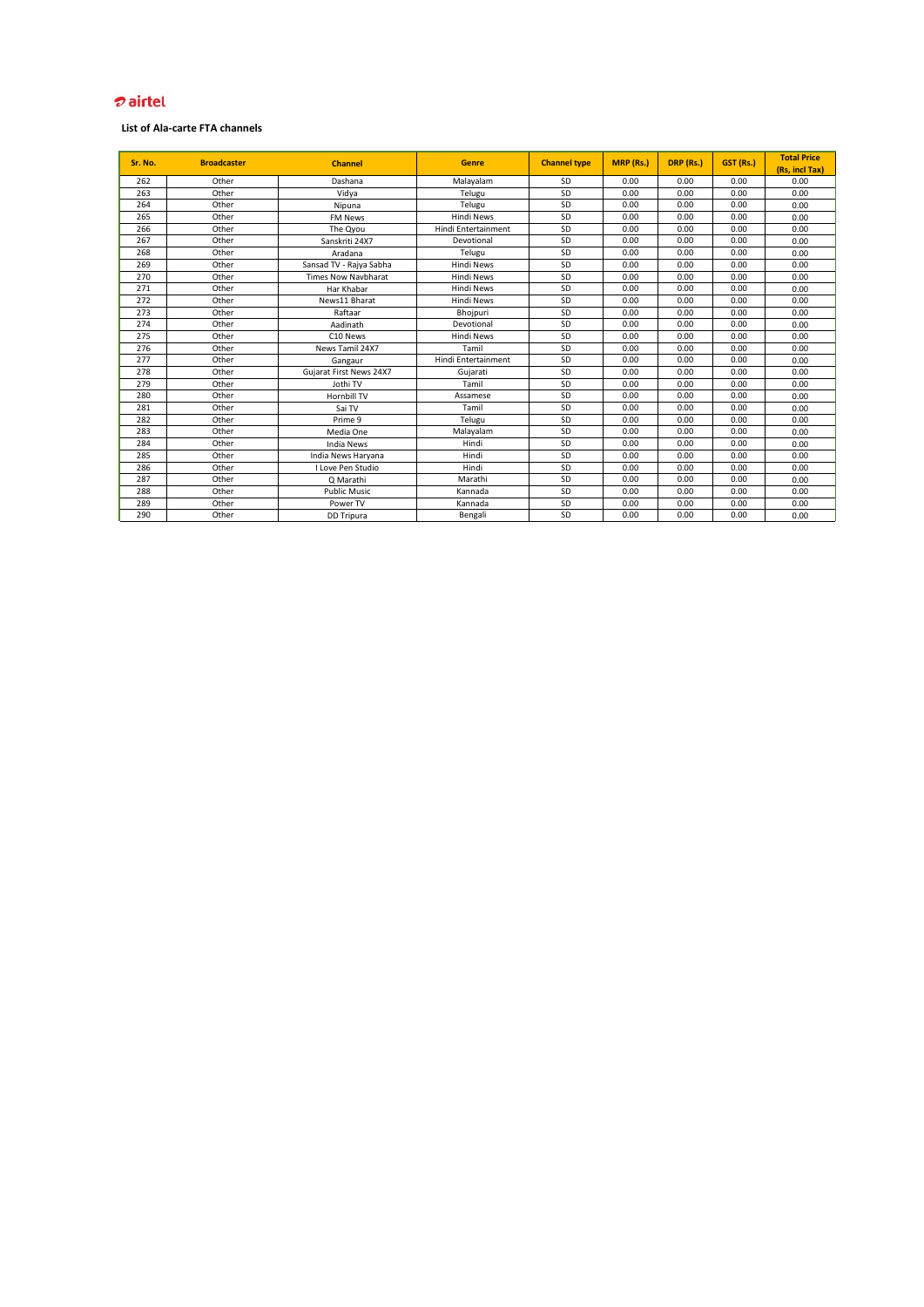airtel

**List of Ala-carte FTA channels**

| Sr. No. | Broadcaster | Channel | Genre | Channel type | MRP (Rs.) | DRP (Rs.) | GST (Rs.) | Total Price (Rs, incl Tax) |
|---|---|---|---|---|---|---|---|---|
| 262 | Other | Dashana | Malayalam | SD | 0.00 | 0.00 | 0.00 | 0.00 |
| 263 | Other | Vidya | Telugu | SD | 0.00 | 0.00 | 0.00 | 0.00 |
| 264 | Other | Nipuna | Telugu | SD | 0.00 | 0.00 | 0.00 | 0.00 |
| 265 | Other | FM News | Hindi News | SD | 0.00 | 0.00 | 0.00 | 0.00 |
| 266 | Other | The Qyou | Hindi Entertainment | SD | 0.00 | 0.00 | 0.00 | 0.00 |
| 267 | Other | Sanskriti 24X7 | Devotional | SD | 0.00 | 0.00 | 0.00 | 0.00 |
| 268 | Other | Aradana | Telugu | SD | 0.00 | 0.00 | 0.00 | 0.00 |
| 269 | Other | Sansad TV - Rajya Sabha | Hindi News | SD | 0.00 | 0.00 | 0.00 | 0.00 |
| 270 | Other | Times Now Navbharat | Hindi News | SD | 0.00 | 0.00 | 0.00 | 0.00 |
| 271 | Other | Har Khabar | Hindi News | SD | 0.00 | 0.00 | 0.00 | 0.00 |
| 272 | Other | News11 Bharat | Hindi News | SD | 0.00 | 0.00 | 0.00 | 0.00 |
| 273 | Other | Raftaar | Bhojpuri | SD | 0.00 | 0.00 | 0.00 | 0.00 |
| 274 | Other | Aadinath | Devotional | SD | 0.00 | 0.00 | 0.00 | 0.00 |
| 275 | Other | C10 News | Hindi News | SD | 0.00 | 0.00 | 0.00 | 0.00 |
| 276 | Other | News Tamil 24X7 | Tamil | SD | 0.00 | 0.00 | 0.00 | 0.00 |
| 277 | Other | Gangaur | Hindi Entertainment | SD | 0.00 | 0.00 | 0.00 | 0.00 |
| 278 | Other | Gujarat First News 24X7 | Gujarati | SD | 0.00 | 0.00 | 0.00 | 0.00 |
| 279 | Other | Jothi TV | Tamil | SD | 0.00 | 0.00 | 0.00 | 0.00 |
| 280 | Other | Hornbill TV | Assamese | SD | 0.00 | 0.00 | 0.00 | 0.00 |
| 281 | Other | Sai TV | Tamil | SD | 0.00 | 0.00 | 0.00 | 0.00 |
| 282 | Other | Prime 9 | Telugu | SD | 0.00 | 0.00 | 0.00 | 0.00 |
| 283 | Other | Media One | Malayalam | SD | 0.00 | 0.00 | 0.00 | 0.00 |
| 284 | Other | India News | Hindi | SD | 0.00 | 0.00 | 0.00 | 0.00 |
| 285 | Other | India News Haryana | Hindi | SD | 0.00 | 0.00 | 0.00 | 0.00 |
| 286 | Other | I Love Pen Studio | Hindi | SD | 0.00 | 0.00 | 0.00 | 0.00 |
| 287 | Other | Q Marathi | Marathi | SD | 0.00 | 0.00 | 0.00 | 0.00 |
| 288 | Other | Public Music | Kannada | SD | 0.00 | 0.00 | 0.00 | 0.00 |
| 289 | Other | Power TV | Kannada | SD | 0.00 | 0.00 | 0.00 | 0.00 |
| 290 | Other | DD Tripura | Bengali | SD | 0.00 | 0.00 | 0.00 | 0.00 |